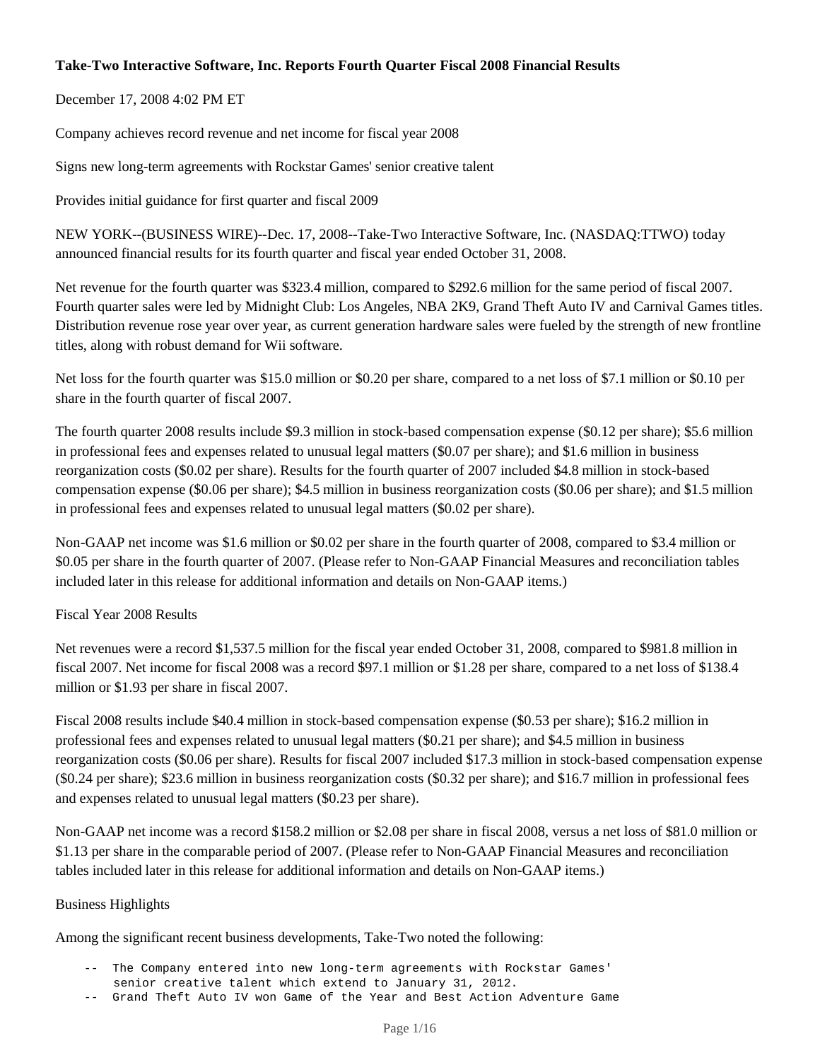**Take-Two Interactive Software, Inc. Reports Fourth Quarter Fiscal 2008 Financial Results**

December 17, 2008 4:02 PM ET

Company achieves record revenue and net income for fiscal year 2008

Signs new long-term agreements with Rockstar Games' senior creative talent

Provides initial guidance for first quarter and fiscal 2009

NEW YORK--(BUSINESS WIRE)--Dec. 17, 2008--Take-Two Interactive Software, Inc. (NASDAQ:TTWO) today announced financial results for its fourth quarter and fiscal year ended October 31, 2008.

Net revenue for the fourth quarter was $323.4 million, compared to $292.6 million for the same period of fiscal 2007. Fourth quarter sales were led by Midnight Club: Los Angeles, NBA 2K9, Grand Theft Auto IV and Carnival Games titles. Distribution revenue rose year over year, as current generation hardware sales were fueled by the strength of new frontline titles, along with robust demand for Wii software.

Net loss for the fourth quarter was $15.0 million or $0.20 per share, compared to a net loss of $7.1 million or $0.10 per share in the fourth quarter of fiscal 2007.

The fourth quarter 2008 results include $9.3 million in stock-based compensation expense ($0.12 per share); $5.6 million in professional fees and expenses related to unusual legal matters ($0.07 per share); and $1.6 million in business reorganization costs ($0.02 per share). Results for the fourth quarter of 2007 included $4.8 million in stock-based compensation expense ($0.06 per share); $4.5 million in business reorganization costs ($0.06 per share); and $1.5 million in professional fees and expenses related to unusual legal matters ($0.02 per share).

Non-GAAP net income was $1.6 million or $0.02 per share in the fourth quarter of 2008, compared to $3.4 million or $0.05 per share in the fourth quarter of 2007. (Please refer to Non-GAAP Financial Measures and reconciliation tables included later in this release for additional information and details on Non-GAAP items.)

Fiscal Year 2008 Results

Net revenues were a record $1,537.5 million for the fiscal year ended October 31, 2008, compared to $981.8 million in fiscal 2007. Net income for fiscal 2008 was a record $97.1 million or $1.28 per share, compared to a net loss of $138.4 million or $1.93 per share in fiscal 2007.

Fiscal 2008 results include $40.4 million in stock-based compensation expense ($0.53 per share); $16.2 million in professional fees and expenses related to unusual legal matters ($0.21 per share); and $4.5 million in business reorganization costs ($0.06 per share). Results for fiscal 2007 included $17.3 million in stock-based compensation expense ($0.24 per share); $23.6 million in business reorganization costs ($0.32 per share); and $16.7 million in professional fees and expenses related to unusual legal matters ($0.23 per share).

Non-GAAP net income was a record $158.2 million or $2.08 per share in fiscal 2008, versus a net loss of $81.0 million or $1.13 per share in the comparable period of 2007. (Please refer to Non-GAAP Financial Measures and reconciliation tables included later in this release for additional information and details on Non-GAAP items.)

Business Highlights

Among the significant recent business developments, Take-Two noted the following:

```
-- The Company entered into new long-term agreements with Rockstar Games'
   senior creative talent which extend to January 31, 2012.
-- Grand Theft Auto IV won Game of the Year and Best Action Adventure Game
```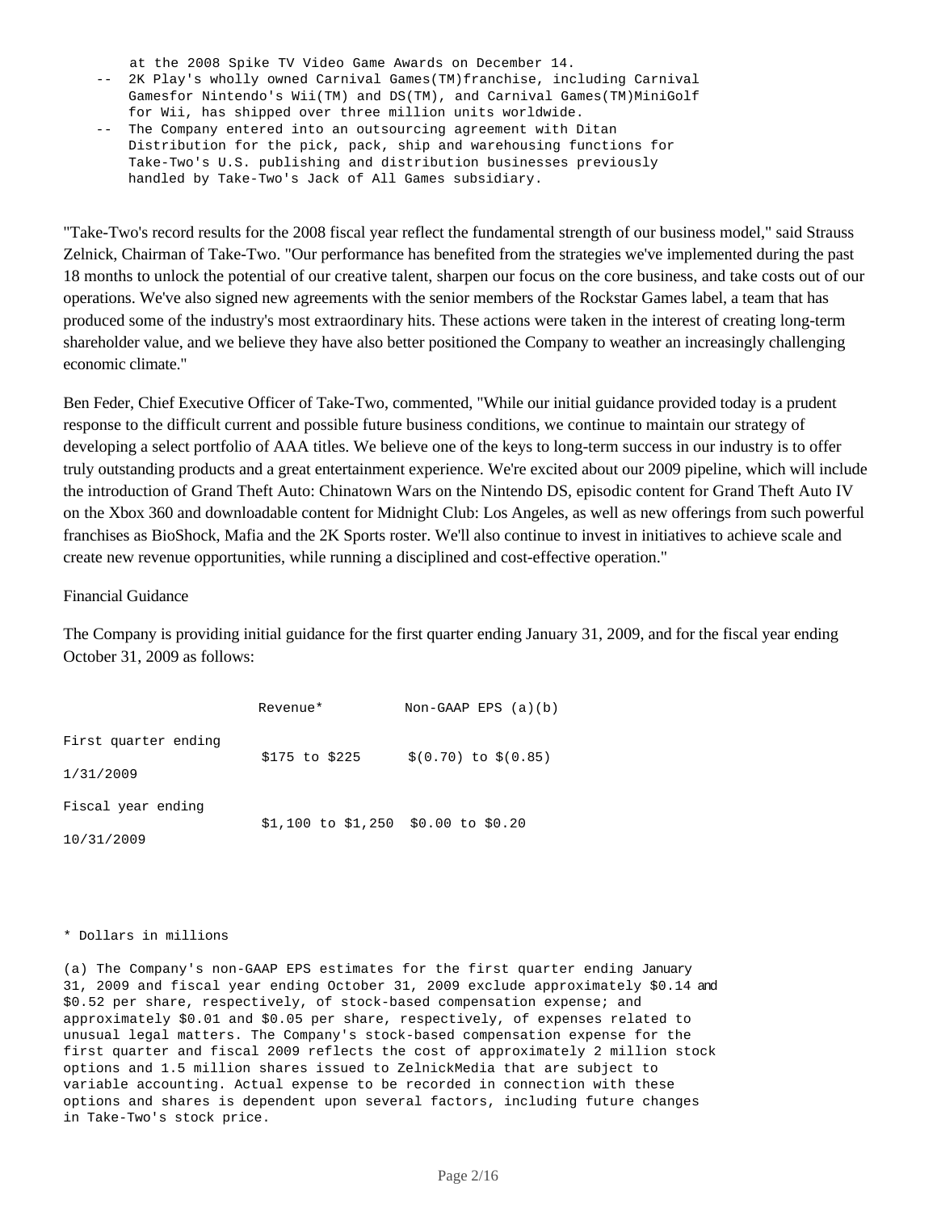at the 2008 Spike TV Video Game Awards on December 14.

- 2K Play's wholly owned Carnival Games(TM)franchise, including Carnival Gamesfor Nintendo's Wii(TM) and DS(TM), and Carnival Games(TM)MiniGolf for Wii, has shipped over three million units worldwide.
- The Company entered into an outsourcing agreement with Ditan Distribution for the pick, pack, ship and warehousing functions for Take-Two's U.S. publishing and distribution businesses previously handled by Take-Two's Jack of All Games subsidiary.

"Take-Two's record results for the 2008 fiscal year reflect the fundamental strength of our business model," said Strauss Zelnick, Chairman of Take-Two. "Our performance has benefited from the strategies we've implemented during the past 18 months to unlock the potential of our creative talent, sharpen our focus on the core business, and take costs out of our operations. We've also signed new agreements with the senior members of the Rockstar Games label, a team that has produced some of the industry's most extraordinary hits. These actions were taken in the interest of creating long-term shareholder value, and we believe they have also better positioned the Company to weather an increasingly challenging economic climate."

Ben Feder, Chief Executive Officer of Take-Two, commented, "While our initial guidance provided today is a prudent response to the difficult current and possible future business conditions, we continue to maintain our strategy of developing a select portfolio of AAA titles. We believe one of the keys to long-term success in our industry is to offer truly outstanding products and a great entertainment experience. We're excited about our 2009 pipeline, which will include the introduction of Grand Theft Auto: Chinatown Wars on the Nintendo DS, episodic content for Grand Theft Auto IV on the Xbox 360 and downloadable content for Midnight Club: Los Angeles, as well as new offerings from such powerful franchises as BioShock, Mafia and the 2K Sports roster. We'll also continue to invest in initiatives to achieve scale and create new revenue opportunities, while running a disciplined and cost-effective operation."

Financial Guidance

The Company is providing initial guidance for the first quarter ending January 31, 2009, and for the fiscal year ending October 31, 2009 as follows:

| | Revenue* | Non-GAAP EPS (a)(b) |
|---|---|---|
| First quarter ending 1/31/2009 | $175 to $225 | $(0.70) to $(0.85) |
| Fiscal year ending 10/31/2009 | $1,100 to $1,250 | $0.00 to $0.20 |

* Dollars in millions

(a) The Company's non-GAAP EPS estimates for the first quarter ending January 31, 2009 and fiscal year ending October 31, 2009 exclude approximately $0.14 and $0.52 per share, respectively, of stock-based compensation expense; and approximately $0.01 and $0.05 per share, respectively, of expenses related to unusual legal matters. The Company's stock-based compensation expense for the first quarter and fiscal 2009 reflects the cost of approximately 2 million stock options and 1.5 million shares issued to ZelnickMedia that are subject to variable accounting. Actual expense to be recorded in connection with these options and shares is dependent upon several factors, including future changes in Take-Two's stock price.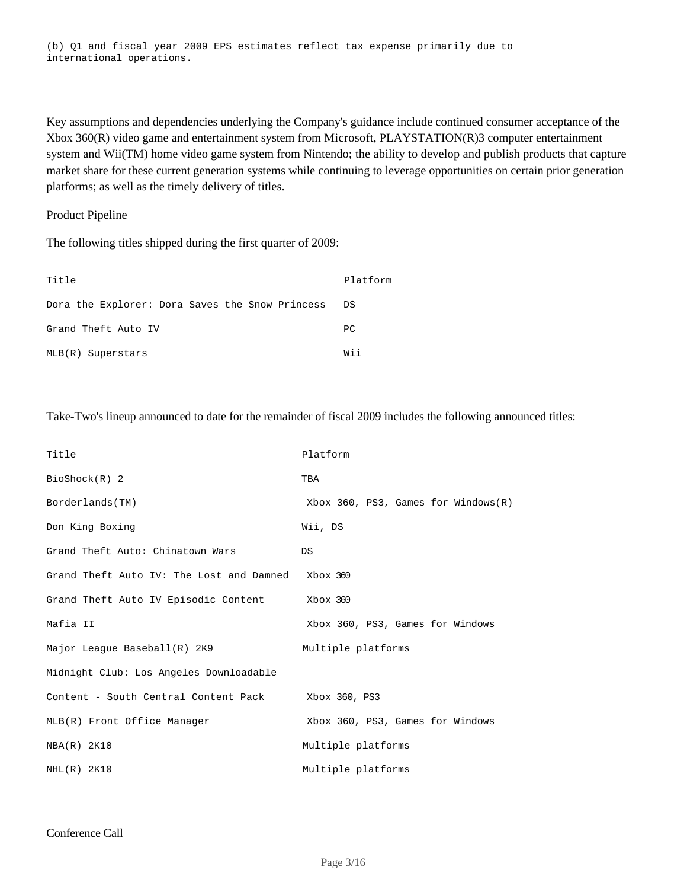(b) Q1 and fiscal year 2009 EPS estimates reflect tax expense primarily due to international operations.

Key assumptions and dependencies underlying the Company's guidance include continued consumer acceptance of the Xbox 360(R) video game and entertainment system from Microsoft, PLAYSTATION(R)3 computer entertainment system and Wii(TM) home video game system from Nintendo; the ability to develop and publish products that capture market share for these current generation systems while continuing to leverage opportunities on certain prior generation platforms; as well as the timely delivery of titles.

Product Pipeline

The following titles shipped during the first quarter of 2009:

| Title | Platform |
|---|---|
| Dora the Explorer: Dora Saves the Snow Princess | DS |
| Grand Theft Auto IV | PC |
| MLB(R) Superstars | Wii |

Take-Two's lineup announced to date for the remainder of fiscal 2009 includes the following announced titles:

| Title | Platform |
|---|---|
| BioShock(R) 2 | TBA |
| Borderlands(TM) | Xbox 360, PS3, Games for Windows(R) |
| Don King Boxing | Wii, DS |
| Grand Theft Auto: Chinatown Wars | DS |
| Grand Theft Auto IV: The Lost and Damned | Xbox 360 |
| Grand Theft Auto IV Episodic Content | Xbox 360 |
| Mafia II | Xbox 360, PS3, Games for Windows |
| Major League Baseball(R) 2K9 | Multiple platforms |
| Midnight Club: Los Angeles Downloadable Content - South Central Content Pack | Xbox 360, PS3 |
| MLB(R) Front Office Manager | Xbox 360, PS3, Games for Windows |
| NBA(R) 2K10 | Multiple platforms |
| NHL(R) 2K10 | Multiple platforms |

Conference Call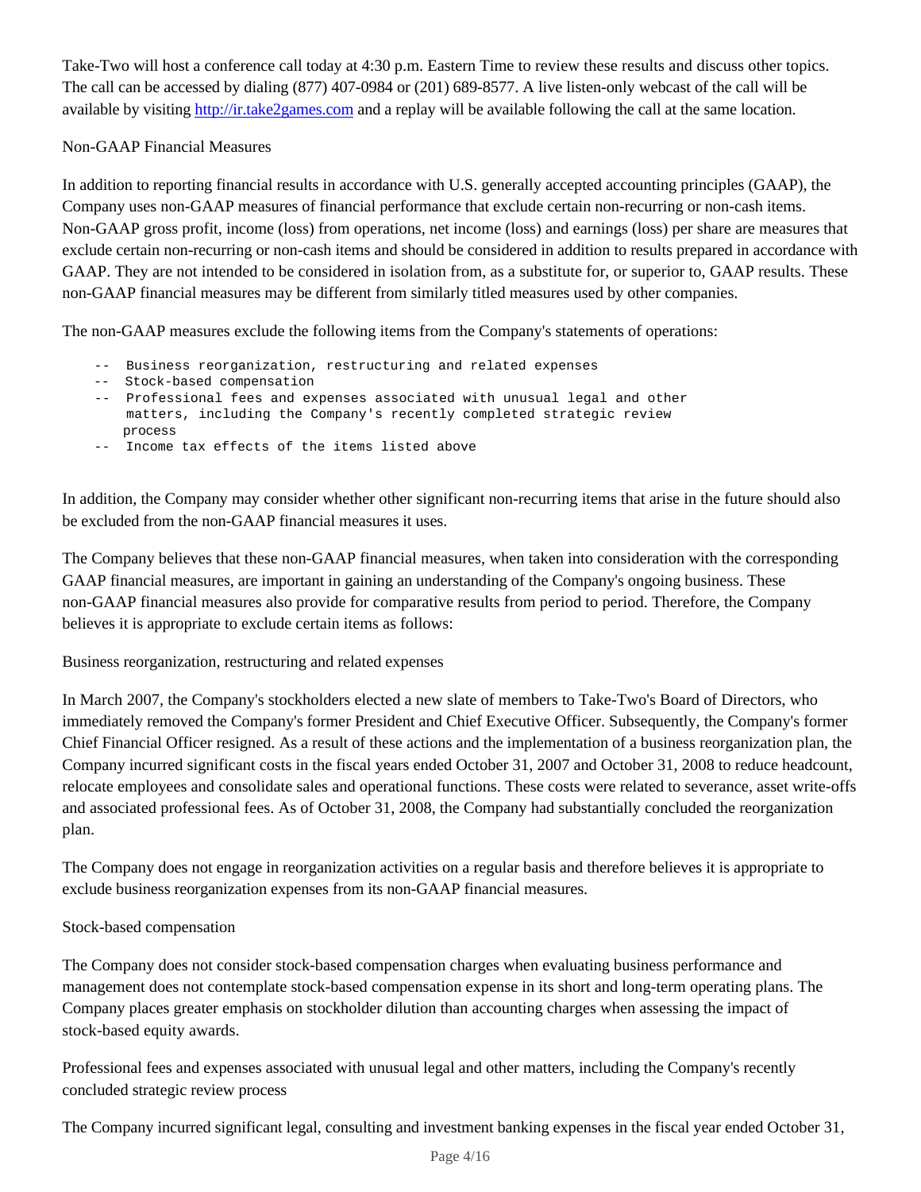Take-Two will host a conference call today at 4:30 p.m. Eastern Time to review these results and discuss other topics. The call can be accessed by dialing (877) 407-0984 or (201) 689-8577. A live listen-only webcast of the call will be available by visiting http://ir.take2games.com and a replay will be available following the call at the same location.

Non-GAAP Financial Measures

In addition to reporting financial results in accordance with U.S. generally accepted accounting principles (GAAP), the Company uses non-GAAP measures of financial performance that exclude certain non-recurring or non-cash items. Non-GAAP gross profit, income (loss) from operations, net income (loss) and earnings (loss) per share are measures that exclude certain non-recurring or non-cash items and should be considered in addition to results prepared in accordance with GAAP. They are not intended to be considered in isolation from, as a substitute for, or superior to, GAAP results. These non-GAAP financial measures may be different from similarly titled measures used by other companies.

The non-GAAP measures exclude the following items from the Company's statements of operations:

```
--  Business reorganization, restructuring and related expenses
--  Stock-based compensation
--  Professional fees and expenses associated with unusual legal and other
    matters, including the Company's recently completed strategic review
    process
--  Income tax effects of the items listed above
```

In addition, the Company may consider whether other significant non-recurring items that arise in the future should also be excluded from the non-GAAP financial measures it uses.

The Company believes that these non-GAAP financial measures, when taken into consideration with the corresponding GAAP financial measures, are important in gaining an understanding of the Company's ongoing business. These non-GAAP financial measures also provide for comparative results from period to period. Therefore, the Company believes it is appropriate to exclude certain items as follows:

Business reorganization, restructuring and related expenses

In March 2007, the Company's stockholders elected a new slate of members to Take-Two's Board of Directors, who immediately removed the Company's former President and Chief Executive Officer. Subsequently, the Company's former Chief Financial Officer resigned. As a result of these actions and the implementation of a business reorganization plan, the Company incurred significant costs in the fiscal years ended October 31, 2007 and October 31, 2008 to reduce headcount, relocate employees and consolidate sales and operational functions. These costs were related to severance, asset write-offs and associated professional fees. As of October 31, 2008, the Company had substantially concluded the reorganization plan.

The Company does not engage in reorganization activities on a regular basis and therefore believes it is appropriate to exclude business reorganization expenses from its non-GAAP financial measures.

Stock-based compensation

The Company does not consider stock-based compensation charges when evaluating business performance and management does not contemplate stock-based compensation expense in its short and long-term operating plans. The Company places greater emphasis on stockholder dilution than accounting charges when assessing the impact of stock-based equity awards.

Professional fees and expenses associated with unusual legal and other matters, including the Company's recently concluded strategic review process

The Company incurred significant legal, consulting and investment banking expenses in the fiscal year ended October 31,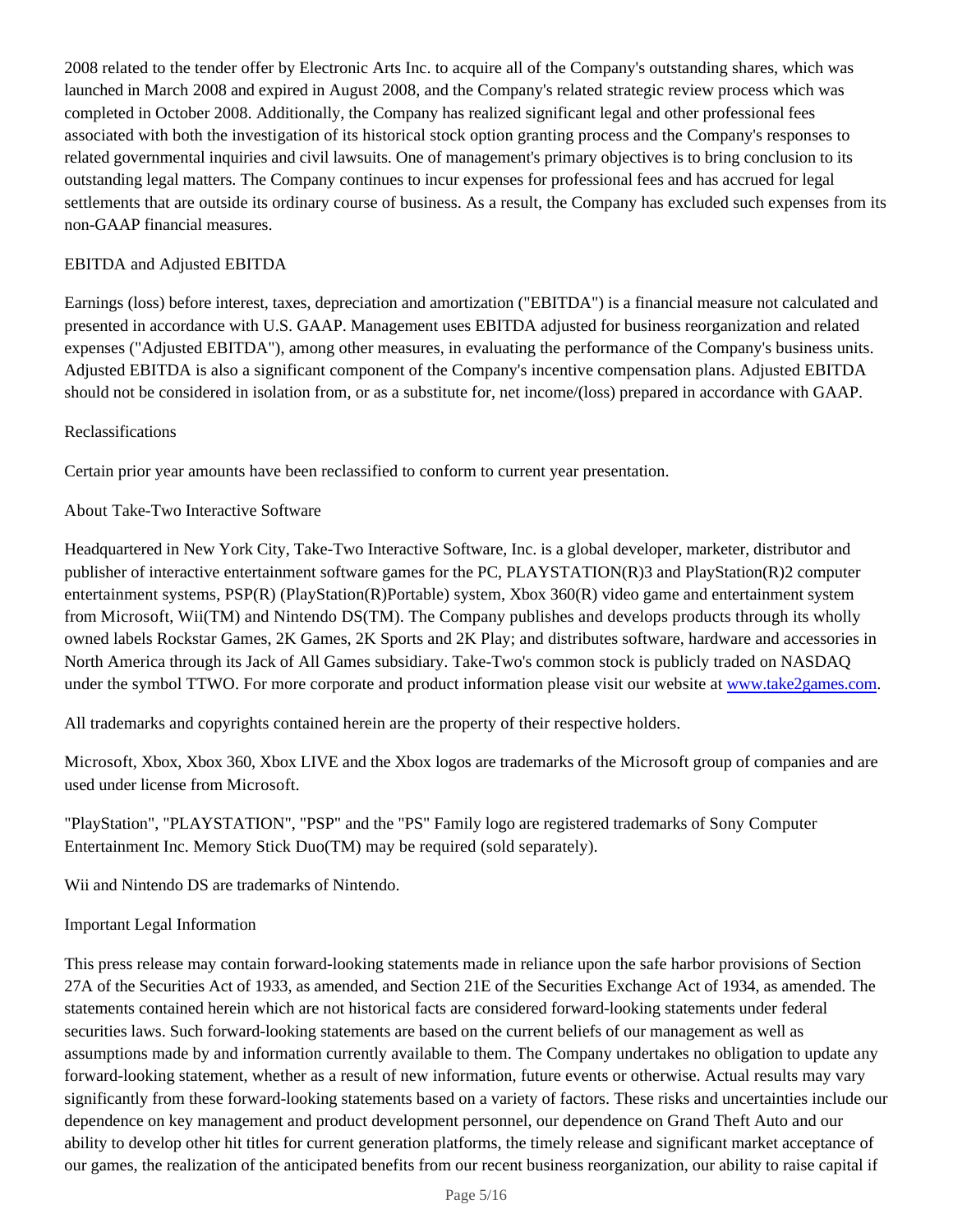2008 related to the tender offer by Electronic Arts Inc. to acquire all of the Company's outstanding shares, which was launched in March 2008 and expired in August 2008, and the Company's related strategic review process which was completed in October 2008. Additionally, the Company has realized significant legal and other professional fees associated with both the investigation of its historical stock option granting process and the Company's responses to related governmental inquiries and civil lawsuits. One of management's primary objectives is to bring conclusion to its outstanding legal matters. The Company continues to incur expenses for professional fees and has accrued for legal settlements that are outside its ordinary course of business. As a result, the Company has excluded such expenses from its non-GAAP financial measures.

EBITDA and Adjusted EBITDA

Earnings (loss) before interest, taxes, depreciation and amortization ("EBITDA") is a financial measure not calculated and presented in accordance with U.S. GAAP. Management uses EBITDA adjusted for business reorganization and related expenses ("Adjusted EBITDA"), among other measures, in evaluating the performance of the Company's business units. Adjusted EBITDA is also a significant component of the Company's incentive compensation plans. Adjusted EBITDA should not be considered in isolation from, or as a substitute for, net income/(loss) prepared in accordance with GAAP.

Reclassifications

Certain prior year amounts have been reclassified to conform to current year presentation.

About Take-Two Interactive Software

Headquartered in New York City, Take-Two Interactive Software, Inc. is a global developer, marketer, distributor and publisher of interactive entertainment software games for the PC, PLAYSTATION(R)3 and PlayStation(R)2 computer entertainment systems, PSP(R) (PlayStation(R)Portable) system, Xbox 360(R) video game and entertainment system from Microsoft, Wii(TM) and Nintendo DS(TM). The Company publishes and develops products through its wholly owned labels Rockstar Games, 2K Games, 2K Sports and 2K Play; and distributes software, hardware and accessories in North America through its Jack of All Games subsidiary. Take-Two's common stock is publicly traded on NASDAQ under the symbol TTWO. For more corporate and product information please visit our website at [www.take2games.com](http://www.take2games.com).

All trademarks and copyrights contained herein are the property of their respective holders.

Microsoft, Xbox, Xbox 360, Xbox LIVE and the Xbox logos are trademarks of the Microsoft group of companies and are used under license from Microsoft.

"PlayStation", "PLAYSTATION", "PSP" and the "PS" Family logo are registered trademarks of Sony Computer Entertainment Inc. Memory Stick Duo(TM) may be required (sold separately).

Wii and Nintendo DS are trademarks of Nintendo.

Important Legal Information

This press release may contain forward-looking statements made in reliance upon the safe harbor provisions of Section 27A of the Securities Act of 1933, as amended, and Section 21E of the Securities Exchange Act of 1934, as amended. The statements contained herein which are not historical facts are considered forward-looking statements under federal securities laws. Such forward-looking statements are based on the current beliefs of our management as well as assumptions made by and information currently available to them. The Company undertakes no obligation to update any forward-looking statement, whether as a result of new information, future events or otherwise. Actual results may vary significantly from these forward-looking statements based on a variety of factors. These risks and uncertainties include our dependence on key management and product development personnel, our dependence on Grand Theft Auto and our ability to develop other hit titles for current generation platforms, the timely release and significant market acceptance of our games, the realization of the anticipated benefits from our recent business reorganization, our ability to raise capital if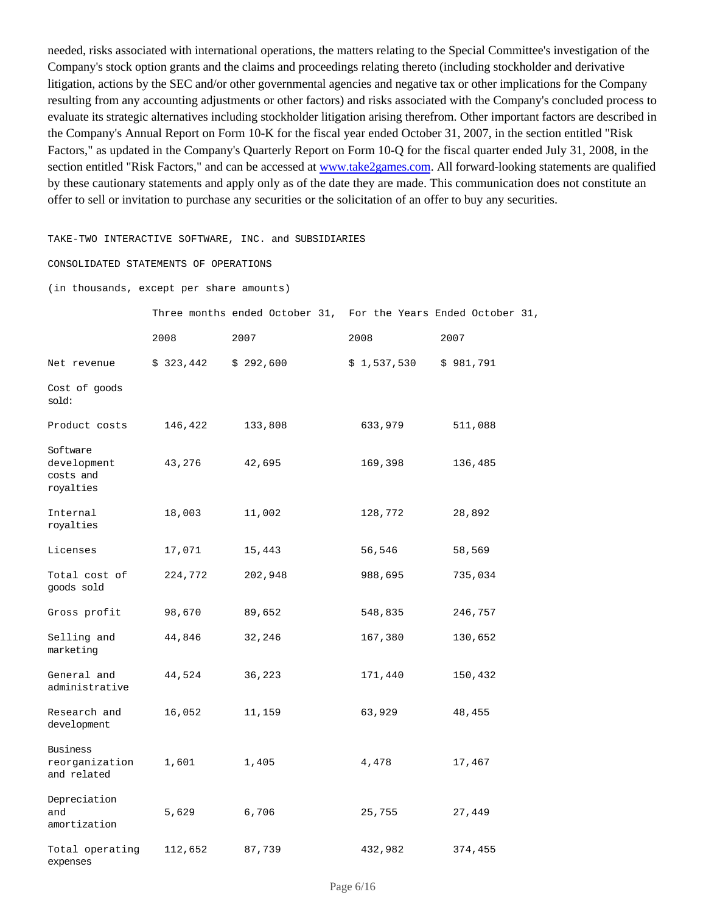needed, risks associated with international operations, the matters relating to the Special Committee's investigation of the Company's stock option grants and the claims and proceedings relating thereto (including stockholder and derivative litigation, actions by the SEC and/or other governmental agencies and negative tax or other implications for the Company resulting from any accounting adjustments or other factors) and risks associated with the Company's concluded process to evaluate its strategic alternatives including stockholder litigation arising therefrom. Other important factors are described in the Company's Annual Report on Form 10-K for the fiscal year ended October 31, 2007, in the section entitled "Risk Factors," as updated in the Company's Quarterly Report on Form 10-Q for the fiscal quarter ended July 31, 2008, in the section entitled "Risk Factors," and can be accessed at www.take2games.com. All forward-looking statements are qualified by these cautionary statements and apply only as of the date they are made. This communication does not constitute an offer to sell or invitation to purchase any securities or the solicitation of an offer to buy any securities.

TAKE-TWO INTERACTIVE SOFTWARE, INC. and SUBSIDIARIES

CONSOLIDATED STATEMENTS OF OPERATIONS

(in thousands, except per share amounts)

| | Three months ended October 31, | | For the Years Ended October 31, | |
|---|---|---|---|---|
| | 2008 | 2007 | 2008 | 2007 |
| Net revenue | $ 323,442 | $ 292,600 | $ 1,537,530 | $ 981,791 |
| Cost of goods sold: | | | | |
| Product costs | 146,422 | 133,808 | 633,979 | 511,088 |
| Software development costs and royalties | 43,276 | 42,695 | 169,398 | 136,485 |
| Internal royalties | 18,003 | 11,002 | 128,772 | 28,892 |
| Licenses | 17,071 | 15,443 | 56,546 | 58,569 |
| Total cost of goods sold | 224,772 | 202,948 | 988,695 | 735,034 |
| Gross profit | 98,670 | 89,652 | 548,835 | 246,757 |
| Selling and marketing | 44,846 | 32,246 | 167,380 | 130,652 |
| General and administrative | 44,524 | 36,223 | 171,440 | 150,432 |
| Research and development | 16,052 | 11,159 | 63,929 | 48,455 |
| Business reorganization and related | 1,601 | 1,405 | 4,478 | 17,467 |
| Depreciation and amortization | 5,629 | 6,706 | 25,755 | 27,449 |
| Total operating expenses | 112,652 | 87,739 | 432,982 | 374,455 |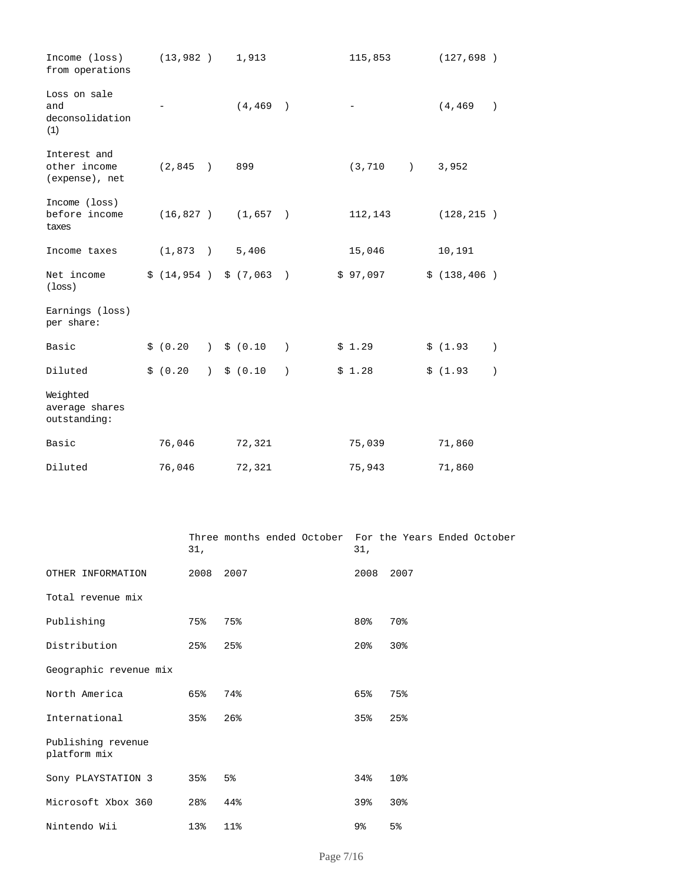| | | | | |
|---|---|---|---|---|
| Income (loss) from operations | (13,982 ) | 1,913 | 115,853 | (127,698 ) |
| Loss on sale and deconsolidation (1) | - | (4,469 ) | - | (4,469 ) |
| Interest and other income (expense), net | (2,845 ) | 899 | (3,710 ) | 3,952 |
| Income (loss) before income taxes | (16,827 ) | (1,657 ) | 112,143 | (128,215 ) |
| Income taxes | (1,873 ) | 5,406 | 15,046 | 10,191 |
| Net income (loss) | $ (14,954 ) | $ (7,063 ) | $ 97,097 | $ (138,406 ) |
| Earnings (loss) per share: | | | | |
| Basic | $ (0.20 ) | $ (0.10 ) | $ 1.29 | $ (1.93 ) |
| Diluted | $ (0.20 ) | $ (0.10 ) | $ 1.28 | $ (1.93 ) |
| Weighted average shares outstanding: | | | | |
| Basic | 76,046 | 72,321 | 75,039 | 71,860 |
| Diluted | 76,046 | 72,321 | 75,943 | 71,860 |

| | Three months ended October 31, | | For the Years Ended October 31, | |
|---|---|---|---|---|
| OTHER INFORMATION | 2008 | 2007 | 2008 | 2007 |
| Total revenue mix | | | | |
| Publishing | 75% | 75% | 80% | 70% |
| Distribution | 25% | 25% | 20% | 30% |
| Geographic revenue mix | | | | |
| North America | 65% | 74% | 65% | 75% |
| International | 35% | 26% | 35% | 25% |
| Publishing revenue platform mix | | | | |
| Sony PLAYSTATION 3 | 35% | 5% | 34% | 10% |
| Microsoft Xbox 360 | 28% | 44% | 39% | 30% |
| Nintendo Wii | 13% | 11% | 9% | 5% |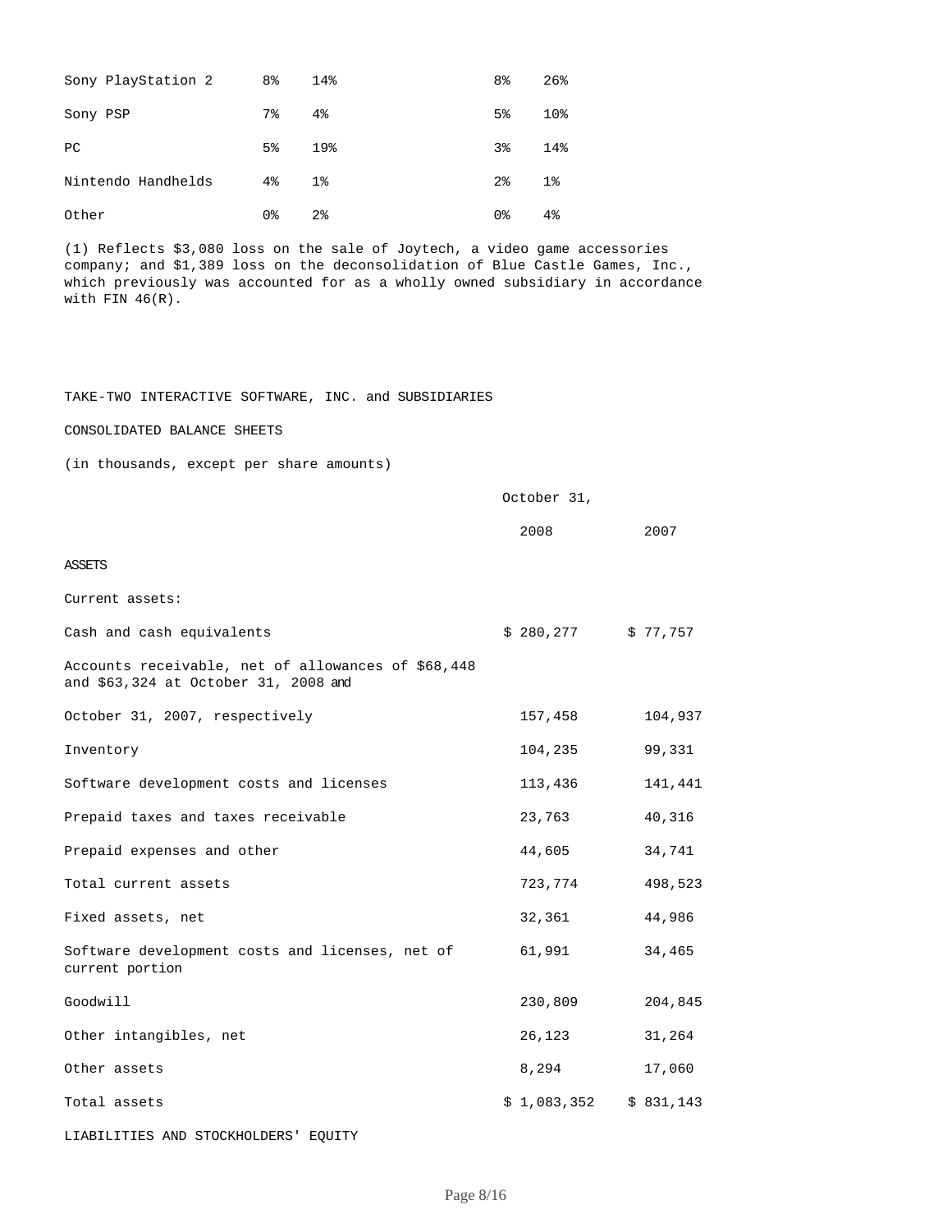| | | | | |
|---|---|---|---|---|
| Sony PlayStation 2 | 8% | 14% | 8% | 26% |
| Sony PSP | 7% | 4% | 5% | 10% |
| PC | 5% | 19% | 3% | 14% |
| Nintendo Handhelds | 4% | 1% | 2% | 1% |
| Other | 0% | 2% | 0% | 4% |

(1) Reflects $3,080 loss on the sale of Joytech, a video game accessories company; and $1,389 loss on the deconsolidation of Blue Castle Games, Inc., which previously was accounted for as a wholly owned subsidiary in accordance with FIN 46(R).

TAKE-TWO INTERACTIVE SOFTWARE, INC. and SUBSIDIARIES

CONSOLIDATED BALANCE SHEETS

(in thousands, except per share amounts)

| | October 31, | |
|---|---|---|
| | 2008 | 2007 |
| ASSETS | | |
| Current assets: | | |
| Cash and cash equivalents | $ 280,277 | $ 77,757 |
| Accounts receivable, net of allowances of $68,448 and $63,324 at October 31, 2008 and October 31, 2007, respectively | 157,458 | 104,937 |
| Inventory | 104,235 | 99,331 |
| Software development costs and licenses | 113,436 | 141,441 |
| Prepaid taxes and taxes receivable | 23,763 | 40,316 |
| Prepaid expenses and other | 44,605 | 34,741 |
| Total current assets | 723,774 | 498,523 |
| Fixed assets, net | 32,361 | 44,986 |
| Software development costs and licenses, net of current portion | 61,991 | 34,465 |
| Goodwill | 230,809 | 204,845 |
| Other intangibles, net | 26,123 | 31,264 |
| Other assets | 8,294 | 17,060 |
| Total assets | $ 1,083,352 | $ 831,143 |
| LIABILITIES AND STOCKHOLDERS' EQUITY | | |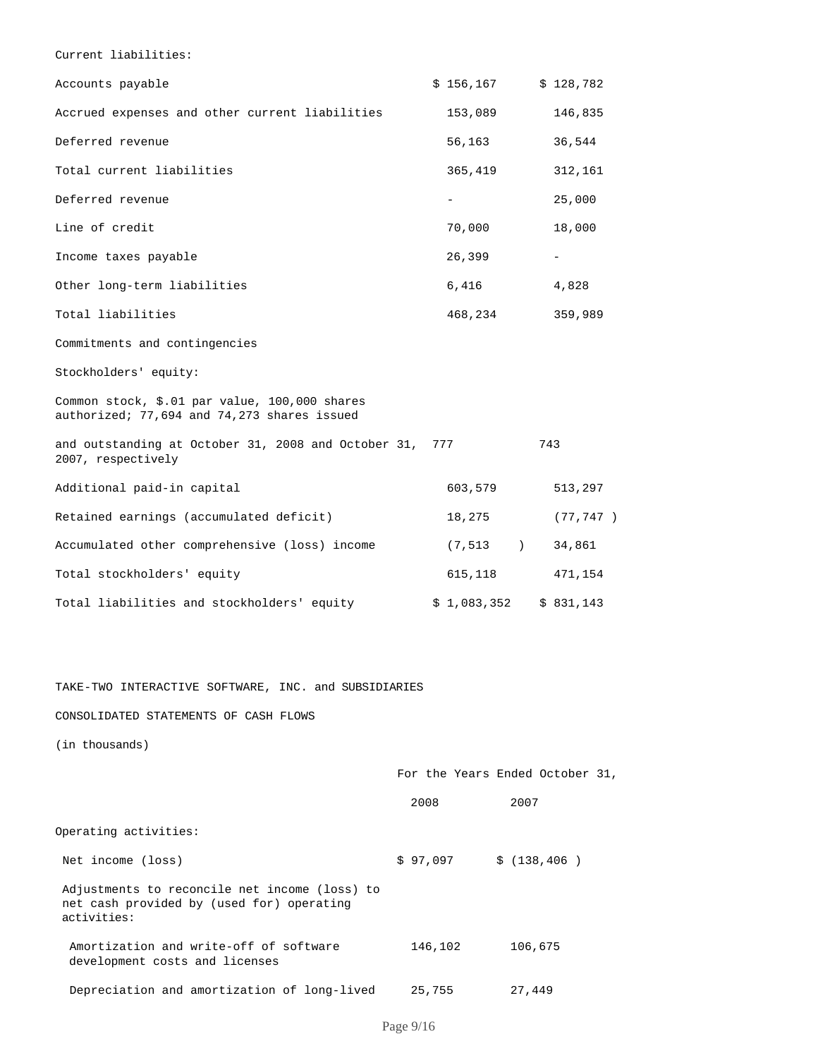| | | |
|---|---|---|
| Current liabilities: | | |
| Accounts payable | $ 156,167 | $ 128,782 |
| Accrued expenses and other current liabilities | 153,089 | 146,835 |
| Deferred revenue | 56,163 | 36,544 |
| Total current liabilities | 365,419 | 312,161 |
| Deferred revenue | - | 25,000 |
| Line of credit | 70,000 | 18,000 |
| Income taxes payable | 26,399 | - |
| Other long-term liabilities | 6,416 | 4,828 |
| Total liabilities | 468,234 | 359,989 |
| Commitments and contingencies | | |
| Stockholders' equity: | | |
| Common stock, $.01 par value, 100,000 shares authorized; 77,694 and 74,273 shares issued | | |
| and outstanding at October 31, 2008 and October 31, 2007, respectively | 777 | 743 |
| Additional paid-in capital | 603,579 | 513,297 |
| Retained earnings (accumulated deficit) | 18,275 | (77,747 ) |
| Accumulated other comprehensive (loss) income | (7,513 ) | 34,861 |
| Total stockholders' equity | 615,118 | 471,154 |
| Total liabilities and stockholders' equity | $ 1,083,352 | $ 831,143 |

TAKE-TWO INTERACTIVE SOFTWARE, INC. and SUBSIDIARIES

CONSOLIDATED STATEMENTS OF CASH FLOWS

(in thousands)

| | For the Years Ended October 31, | |
|---|---|---|
| | 2008 | 2007 |
| Operating activities: | | |
| Net income (loss) | $ 97,097 | $ (138,406 ) |
| Adjustments to reconcile net income (loss) to net cash provided by (used for) operating activities: | | |
| Amortization and write-off of software development costs and licenses | 146,102 | 106,675 |
| Depreciation and amortization of long-lived | 25,755 | 27,449 |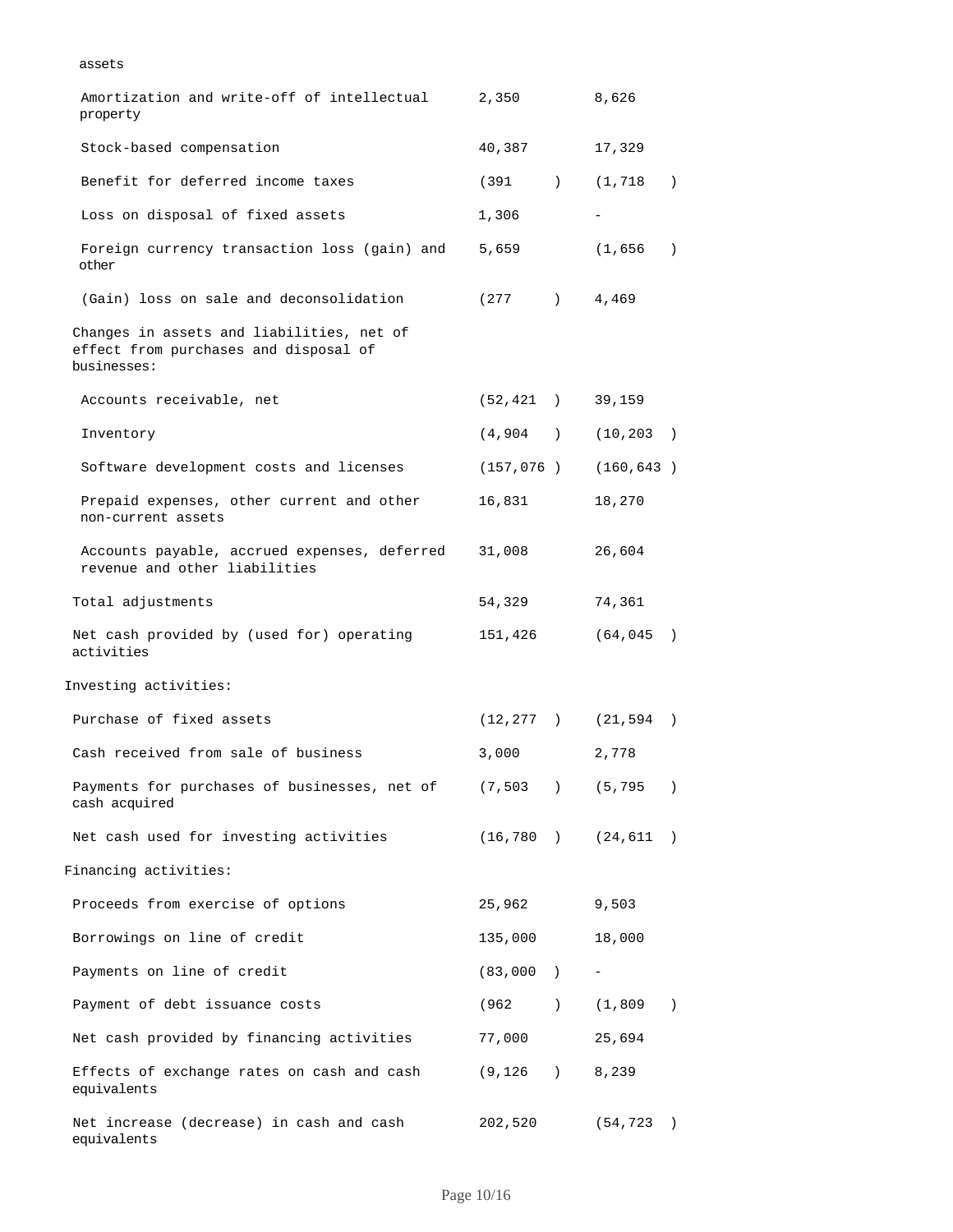| | | |
|---|---|---|
| assets | | |
| Amortization and write-off of intellectual property | 2,350 | 8,626 |
| Stock-based compensation | 40,387 | 17,329 |
| Benefit for deferred income taxes | (391 ) | (1,718 ) |
| Loss on disposal of fixed assets | 1,306 | - |
| Foreign currency transaction loss (gain) and other | 5,659 | (1,656 ) |
| (Gain) loss on sale and deconsolidation | (277 ) | 4,469 |
| Changes in assets and liabilities, net of effect from purchases and disposal of businesses: | | |
| Accounts receivable, net | (52,421 ) | 39,159 |
| Inventory | (4,904 ) | (10,203 ) |
| Software development costs and licenses | (157,076 ) | (160,643 ) |
| Prepaid expenses, other current and other non-current assets | 16,831 | 18,270 |
| Accounts payable, accrued expenses, deferred revenue and other liabilities | 31,008 | 26,604 |
| Total adjustments | 54,329 | 74,361 |
| Net cash provided by (used for) operating activities | 151,426 | (64,045 ) |
| Investing activities: | | |
| Purchase of fixed assets | (12,277 ) | (21,594 ) |
| Cash received from sale of business | 3,000 | 2,778 |
| Payments for purchases of businesses, net of cash acquired | (7,503 ) | (5,795 ) |
| Net cash used for investing activities | (16,780 ) | (24,611 ) |
| Financing activities: | | |
| Proceeds from exercise of options | 25,962 | 9,503 |
| Borrowings on line of credit | 135,000 | 18,000 |
| Payments on line of credit | (83,000 ) | - |
| Payment of debt issuance costs | (962 ) | (1,809 ) |
| Net cash provided by financing activities | 77,000 | 25,694 |
| Effects of exchange rates on cash and cash equivalents | (9,126 ) | 8,239 |
| Net increase (decrease) in cash and cash equivalents | 202,520 | (54,723 ) |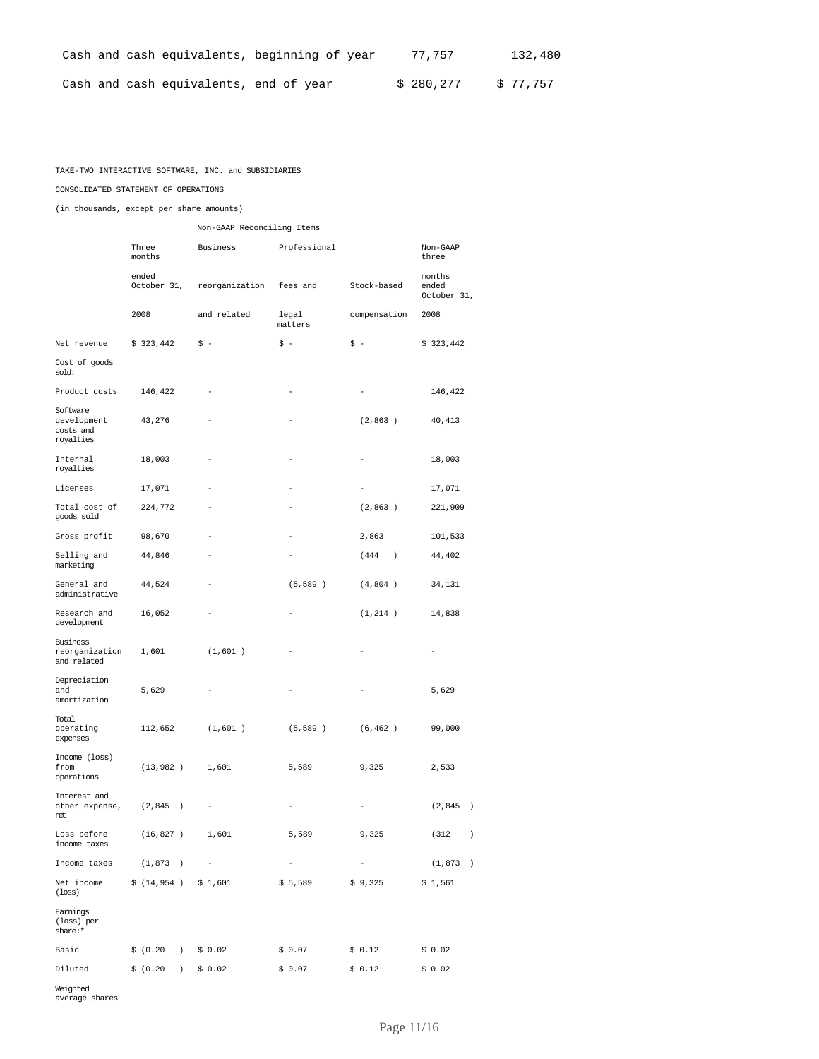| Cash and cash equivalents, beginning of year | 77,757 | 132,480 |
|---|---|---|
| Cash and cash equivalents, end of year | $ 280,277 | $ 77,757 |

TAKE-TWO INTERACTIVE SOFTWARE, INC. and SUBSIDIARIES

CONSOLIDATED STATEMENT OF OPERATIONS

(in thousands, except per share amounts)

| | | Non-GAAP Reconciling Items | | | |
|---|---|---|---|---|---|
| | Three months ended October 31, 2008 | Business reorganization and related | Professional fees and legal matters | Stock-based compensation | Non-GAAP three months ended October 31, 2008 |
| Net revenue | $ 323,442 | $ - | $ - | $ - | $ 323,442 |
| Cost of goods sold: | | | | | |
| Product costs | 146,422 | - | - | - | 146,422 |
| Software development costs and royalties | 43,276 | - | - | (2,863 ) | 40,413 |
| Internal royalties | 18,003 | - | - | - | 18,003 |
| Licenses | 17,071 | - | - | - | 17,071 |
| Total cost of goods sold | 224,772 | - | - | (2,863 ) | 221,909 |
| Gross profit | 98,670 | - | - | 2,863 | 101,533 |
| Selling and marketing | 44,846 | - | - | (444 ) | 44,402 |
| General and administrative | 44,524 | - | (5,589 ) | (4,804 ) | 34,131 |
| Research and development | 16,052 | - | - | (1,214 ) | 14,838 |
| Business reorganization and related | 1,601 | (1,601 ) | - | - | - |
| Depreciation and amortization | 5,629 | - | - | - | 5,629 |
| Total operating expenses | 112,652 | (1,601 ) | (5,589 ) | (6,462 ) | 99,000 |
| Income (loss) from operations | (13,982 ) | 1,601 | 5,589 | 9,325 | 2,533 |
| Interest and other expense, net | (2,845 ) | - | - | - | (2,845 ) |
| Loss before income taxes | (16,827 ) | 1,601 | 5,589 | 9,325 | (312 ) |
| Income taxes | (1,873 ) | - | - | - | (1,873 ) |
| Net income (loss) | $ (14,954 ) | $ 1,601 | $ 5,589 | $ 9,325 | $ 1,561 |
| Earnings (loss) per share:* | | | | | |
| Basic | $ (0.20 ) | $ 0.02 | $ 0.07 | $ 0.12 | $ 0.02 |
| Diluted | $ (0.20 ) | $ 0.02 | $ 0.07 | $ 0.12 | $ 0.02 |
| Weighted average shares | | | | | |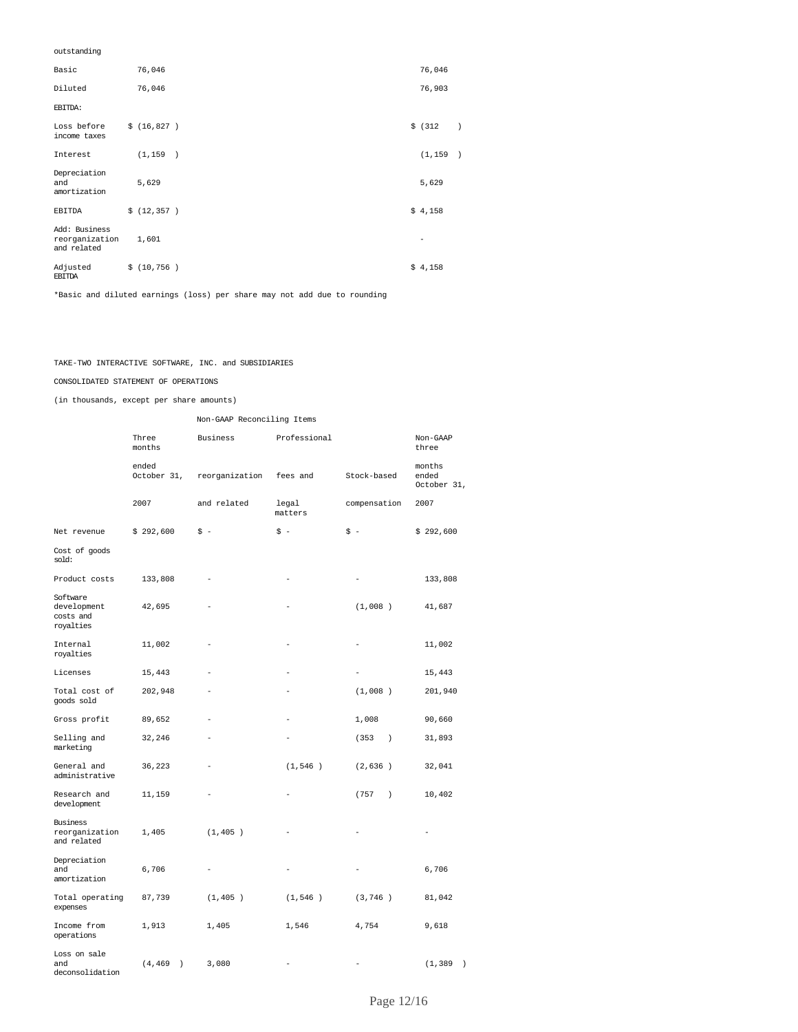| outstanding | | |
|---|---|---|
| Basic | 76,046 | 76,046 |
| Diluted | 76,046 | 76,903 |
| EBITDA: | | |
| Loss before income taxes | $ (16,827 ) | $ (312 ) |
| Interest | (1,159 ) | (1,159 ) |
| Depreciation and amortization | 5,629 | 5,629 |
| EBITDA | $ (12,357 ) | $ 4,158 |
| Add: Business reorganization and related | 1,601 | - |
| Adjusted EBITDA | $ (10,756 ) | $ 4,158 |

*Basic and diluted earnings (loss) per share may not add due to rounding

TAKE-TWO INTERACTIVE SOFTWARE, INC. and SUBSIDIARIES

CONSOLIDATED STATEMENT OF OPERATIONS

(in thousands, except per share amounts)

| | | Non-GAAP Reconciling Items | | | |
|---|---|---|---|---|---|
| | Three months ended October 31, 2007 | Business reorganization and related | Professional fees and legal matters | Stock-based compensation | Non-GAAP three months ended October 31, 2007 |
| Net revenue | $ 292,600 | $ - | $ - | $ - | $ 292,600 |
| Cost of goods sold: | | | | | |
| Product costs | 133,808 | - | - | - | 133,808 |
| Software development costs and royalties | 42,695 | - | - | (1,008 ) | 41,687 |
| Internal royalties | 11,002 | - | - | - | 11,002 |
| Licenses | 15,443 | - | - | - | 15,443 |
| Total cost of goods sold | 202,948 | - | - | (1,008 ) | 201,940 |
| Gross profit | 89,652 | - | - | 1,008 | 90,660 |
| Selling and marketing | 32,246 | - | - | (353 ) | 31,893 |
| General and administrative | 36,223 | - | (1,546 ) | (2,636 ) | 32,041 |
| Research and development | 11,159 | - | - | (757 ) | 10,402 |
| Business reorganization and related | 1,405 | (1,405 ) | - | - | - |
| Depreciation and amortization | 6,706 | - | - | - | 6,706 |
| Total operating expenses | 87,739 | (1,405 ) | (1,546 ) | (3,746 ) | 81,042 |
| Income from operations | 1,913 | 1,405 | 1,546 | 4,754 | 9,618 |
| Loss on sale and deconsolidation | (4,469 ) | 3,080 | - | - | (1,389 ) |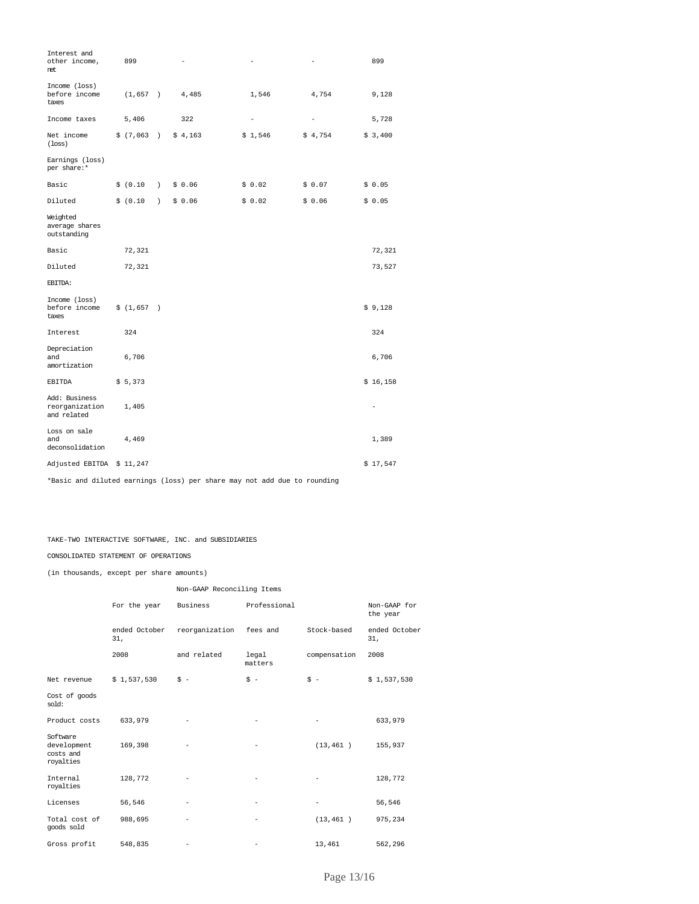| | | | | | |
|---|---|---|---|---|---|
| Interest and other income, net | 899 | - | - | - | 899 |
| Income (loss) before income taxes | (1,657 ) | 4,485 | 1,546 | 4,754 | 9,128 |
| Income taxes | 5,406 | 322 | - | - | 5,728 |
| Net income (loss) | $ (7,063 ) | $ 4,163 | $ 1,546 | $ 4,754 | $ 3,400 |
| Earnings (loss) per share:* | | | | | |
| Basic | $ (0.10 ) | $ 0.06 | $ 0.02 | $ 0.07 | $ 0.05 |
| Diluted | $ (0.10 ) | $ 0.06 | $ 0.02 | $ 0.06 | $ 0.05 |
| Weighted average shares outstanding | | | | | |
| Basic | 72,321 | | | | 72,321 |
| Diluted | 72,321 | | | | 73,527 |
| EBITDA: | | | | | |
| Income (loss) before income taxes | $ (1,657 ) | | | | $ 9,128 |
| Interest | 324 | | | | 324 |
| Depreciation and amortization | 6,706 | | | | 6,706 |
| EBITDA | $ 5,373 | | | | $ 16,158 |
| Add: Business reorganization and related | 1,405 | | | | - |
| Loss on sale and deconsolidation | 4,469 | | | | 1,389 |
| Adjusted EBITDA | $ 11,247 | | | | $ 17,547 |

*Basic and diluted earnings (loss) per share may not add due to rounding

TAKE-TWO INTERACTIVE SOFTWARE, INC. and SUBSIDIARIES

CONSOLIDATED STATEMENT OF OPERATIONS

(in thousands, except per share amounts)

| | | Non-GAAP Reconciling Items | | | |
|---|---|---|---|---|---|
| | For the year ended October 31, 2008 | Business reorganization and related | Professional fees and legal matters | Stock-based compensation | Non-GAAP for the year ended October 31, 2008 |
| Net revenue | $ 1,537,530 | $ - | $ - | $ - | $ 1,537,530 |
| Cost of goods sold: | | | | | |
| Product costs | 633,979 | - | - | - | 633,979 |
| Software development costs and royalties | 169,398 | - | - | (13,461 ) | 155,937 |
| Internal royalties | 128,772 | - | - | - | 128,772 |
| Licenses | 56,546 | - | - | - | 56,546 |
| Total cost of goods sold | 988,695 | - | - | (13,461 ) | 975,234 |
| Gross profit | 548,835 | - | - | 13,461 | 562,296 |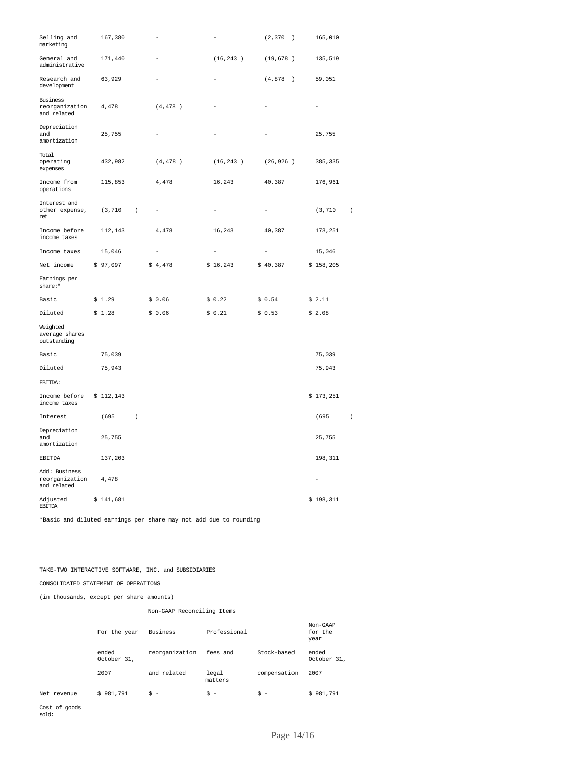| | | | | | |
|---|---|---|---|---|---|
| Selling and marketing | 167,380 | - | - | (2,370 ) | 165,010 |
| General and administrative | 171,440 | - | (16,243 ) | (19,678 ) | 135,519 |
| Research and development | 63,929 | - | - | (4,878 ) | 59,051 |
| Business reorganization and related | 4,478 | (4,478 ) | - | - | - |
| Depreciation and amortization | 25,755 | - | - | - | 25,755 |
| Total operating expenses | 432,982 | (4,478 ) | (16,243 ) | (26,926 ) | 385,335 |
| Income from operations | 115,853 | 4,478 | 16,243 | 40,387 | 176,961 |
| Interest and other expense, net | (3,710 ) | - | - | - | (3,710 ) |
| Income before income taxes | 112,143 | 4,478 | 16,243 | 40,387 | 173,251 |
| Income taxes | 15,046 | - | - | - | 15,046 |
| Net income | $ 97,097 | $ 4,478 | $ 16,243 | $ 40,387 | $ 158,205 |
| Earnings per share:* | | | | | |
| Basic | $ 1.29 | $ 0.06 | $ 0.22 | $ 0.54 | $ 2.11 |
| Diluted | $ 1.28 | $ 0.06 | $ 0.21 | $ 0.53 | $ 2.08 |
| Weighted average shares outstanding | | | | | |
| Basic | 75,039 | | | | 75,039 |
| Diluted | 75,943 | | | | 75,943 |
| EBITDA: | | | | | |
| Income before income taxes | $ 112,143 | | | | $ 173,251 |
| Interest | (695 ) | | | | (695 ) |
| Depreciation and amortization | 25,755 | | | | 25,755 |
| EBITDA | 137,203 | | | | 198,311 |
| Add: Business reorganization and related | 4,478 | | | | - |
| Adjusted EBITDA | $ 141,681 | | | | $ 198,311 |

*Basic and diluted earnings per share may not add due to rounding

TAKE-TWO INTERACTIVE SOFTWARE, INC. and SUBSIDIARIES

CONSOLIDATED STATEMENT OF OPERATIONS

(in thousands, except per share amounts)

| | | Non-GAAP Reconciling Items | | | |
|---|---|---|---|---|---|
| | For the year ended October 31, 2007 | Business reorganization and related | Professional fees and legal matters | Stock-based compensation | Non-GAAP for the year ended October 31, 2007 |
| Net revenue | $ 981,791 | $ - | $ - | $ - | $ 981,791 |
| Cost of goods sold: | | | | | |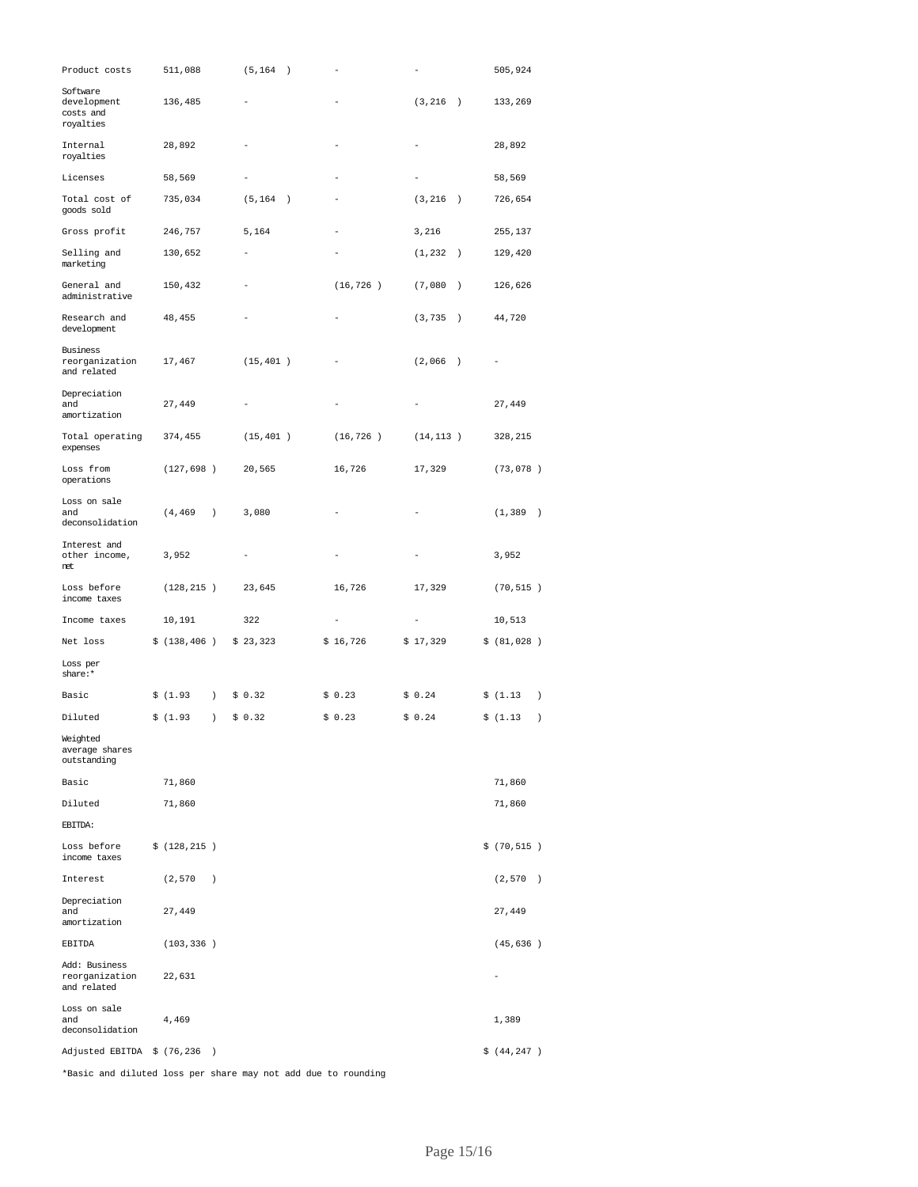| | | | | | |
|---|---|---|---|---|---|
| Product costs | 511,088 | (5,164 ) | - | - | 505,924 |
| Software development costs and royalties | 136,485 | - | - | (3,216 ) | 133,269 |
| Internal royalties | 28,892 | - | - | - | 28,892 |
| Licenses | 58,569 | - | - | - | 58,569 |
| Total cost of goods sold | 735,034 | (5,164 ) | - | (3,216 ) | 726,654 |
| Gross profit | 246,757 | 5,164 | - | 3,216 | 255,137 |
| Selling and marketing | 130,652 | - | - | (1,232 ) | 129,420 |
| General and administrative | 150,432 | - | (16,726 ) | (7,080 ) | 126,626 |
| Research and development | 48,455 | - | - | (3,735 ) | 44,720 |
| Business reorganization and related | 17,467 | (15,401 ) | - | (2,066 ) | - |
| Depreciation and amortization | 27,449 | - | - | - | 27,449 |
| Total operating expenses | 374,455 | (15,401 ) | (16,726 ) | (14,113 ) | 328,215 |
| Loss from operations | (127,698 ) | 20,565 | 16,726 | 17,329 | (73,078 ) |
| Loss on sale and deconsolidation | (4,469 ) | 3,080 | - | - | (1,389 ) |
| Interest and other income, net | 3,952 | - | - | - | 3,952 |
| Loss before income taxes | (128,215 ) | 23,645 | 16,726 | 17,329 | (70,515 ) |
| Income taxes | 10,191 | 322 | - | - | 10,513 |
| Net loss | $ (138,406 ) | $ 23,323 | $ 16,726 | $ 17,329 | $ (81,028 ) |
| Loss per share:* | | | | | |
| Basic | $ (1.93 ) | $ 0.32 | $ 0.23 | $ 0.24 | $ (1.13 ) |
| Diluted | $ (1.93 ) | $ 0.32 | $ 0.23 | $ 0.24 | $ (1.13 ) |
| Weighted average shares outstanding | | | | | |
| Basic | 71,860 | | | | 71,860 |
| Diluted | 71,860 | | | | 71,860 |
| EBITDA: | | | | | |
| Loss before income taxes | $ (128,215 ) | | | | $ (70,515 ) |
| Interest | (2,570 ) | | | | (2,570 ) |
| Depreciation and amortization | 27,449 | | | | 27,449 |
| EBITDA | (103,336 ) | | | | (45,636 ) |
| Add: Business reorganization and related | 22,631 | | | | - |
| Loss on sale and deconsolidation | 4,469 | | | | 1,389 |
| Adjusted EBITDA | $ (76,236 ) | | | | $ (44,247 ) |

*Basic and diluted loss per share may not add due to rounding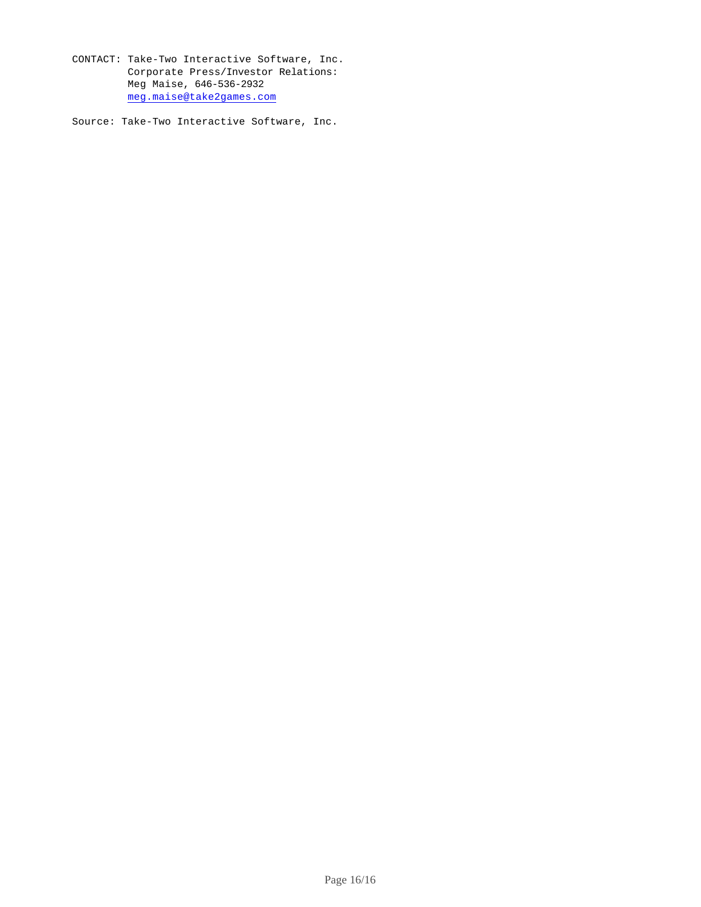CONTACT: Take-Two Interactive Software, Inc.
Corporate Press/Investor Relations:
Meg Maise, 646-536-2932
meg.maise@take2games.com

Source: Take-Two Interactive Software, Inc.